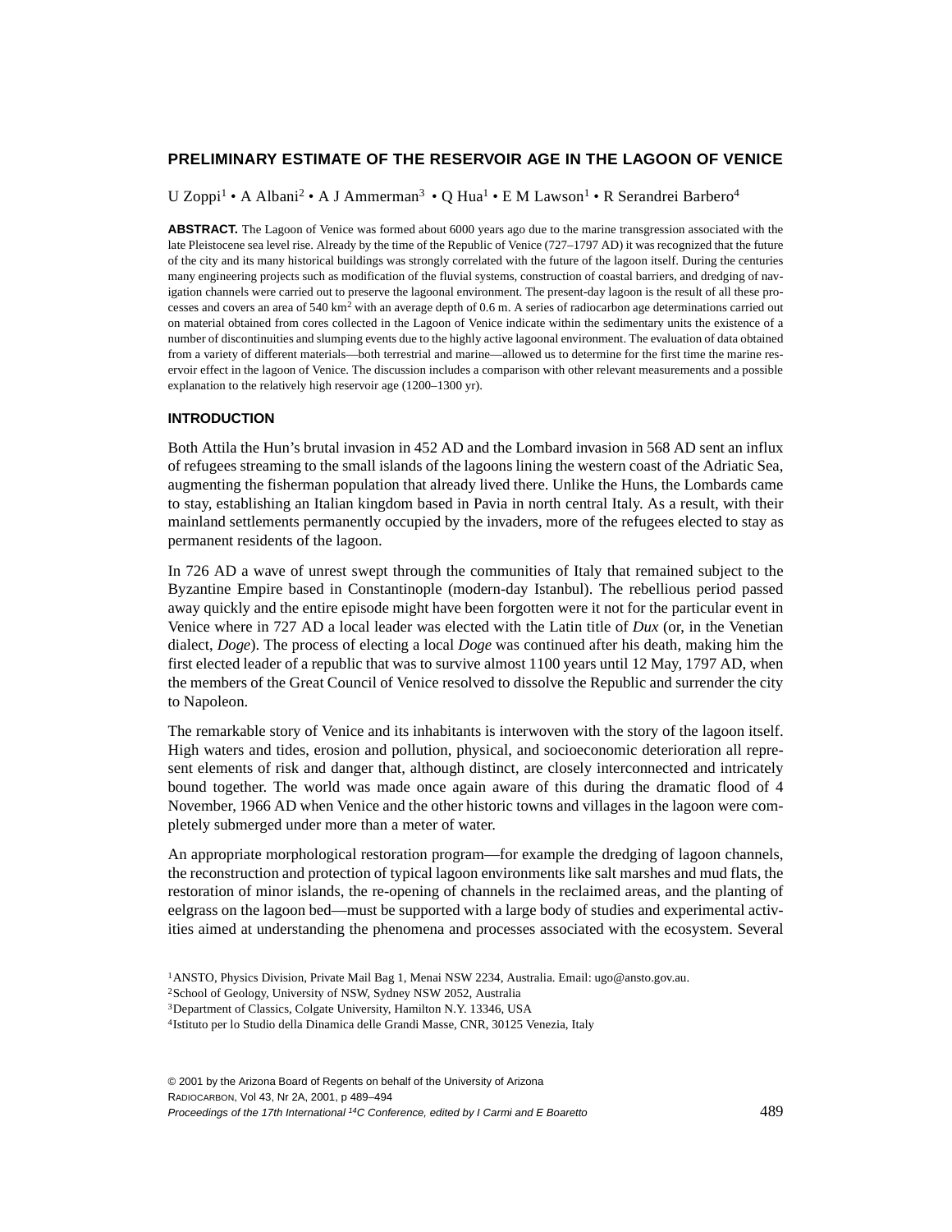# PRELIMINARY ESTIMATE OF THE RESERVOIR AGE IN THE LAGOON OF VENICE

U Zoppi[1] • A Albani[2] • A J Ammerman[3] • Q Hua[1] • E M Lawson[1] • R Serandrei Barbero[4]

**ABSTRACT.** The Lagoon of Venice was formed about 6000 years ago due to the marine transgression associated with the late Pleistocene sea level rise. Already by the time of the Republic of Venice (727–1797 AD) it was recognized that the future of the city and its many historical buildings was strongly correlated with the future of the lagoon itself. During the centuries many engineering projects such as modification of the fluvial systems, construction of coastal barriers, and dredging of navigation channels were carried out to preserve the lagoonal environment. The present-day lagoon is the result of all these processes and covers an area of 540 $km^2$ with an average depth of 0.6 m. A series of radiocarbon age determinations carried out on material obtained from cores collected in the Lagoon of Venice indicate within the sedimentary units the existence of a number of discontinuities and slumping events due to the highly active lagoonal environment. The evaluation of data obtained from a variety of different materials—both terrestrial and marine—allowed us to determine for the first time the marine reservoir effect in the lagoon of Venice. The discussion includes a comparison with other relevant measurements and a possible explanation to the relatively high reservoir age (1200–1300 yr).

## INTRODUCTION

Both Attila the Hun's brutal invasion in 452 AD and the Lombard invasion in 568 AD sent an influx of refugees streaming to the small islands of the lagoons lining the western coast of the Adriatic Sea, augmenting the fisherman population that already lived there. Unlike the Huns, the Lombards came to stay, establishing an Italian kingdom based in Pavia in north central Italy. As a result, with their mainland settlements permanently occupied by the invaders, more of the refugees elected to stay as permanent residents of the lagoon.

In 726 AD a wave of unrest swept through the communities of Italy that remained subject to the Byzantine Empire based in Constantinople (modern-day Istanbul). The rebellious period passed away quickly and the entire episode might have been forgotten were it not for the particular event in Venice where in 727 AD a local leader was elected with the Latin title of *Dux* (or, in the Venetian dialect, *Doge*). The process of electing a local *Doge* was continued after his death, making him the first elected leader of a republic that was to survive almost 1100 years until 12 May, 1797 AD, when the members of the Great Council of Venice resolved to dissolve the Republic and surrender the city to Napoleon.

The remarkable story of Venice and its inhabitants is interwoven with the story of the lagoon itself. High waters and tides, erosion and pollution, physical, and socioeconomic deterioration all represent elements of risk and danger that, although distinct, are closely interconnected and intricately bound together. The world was made once again aware of this during the dramatic flood of 4 November, 1966 AD when Venice and the other historic towns and villages in the lagoon were completely submerged under more than a meter of water.

An appropriate morphological restoration program—for example the dredging of lagoon channels, the reconstruction and protection of typical lagoon environments like salt marshes and mud flats, the restoration of minor islands, the re-opening of channels in the reclaimed areas, and the planting of eelgrass on the lagoon bed—must be supported with a large body of studies and experimental activities aimed at understanding the phenomena and processes associated with the ecosystem. Several

[1]ANSTO, Physics Division, Private Mail Bag 1, Menai NSW 2234, Australia. Email: ugo@ansto.gov.au.
[2]School of Geology, University of NSW, Sydney NSW 2052, Australia
[3]Department of Classics, Colgate University, Hamilton N.Y. 13346, USA
[4]Istituto per lo Studio della Dinamica delle Grandi Masse, CNR, 30125 Venezia, Italy

© 2001 by the Arizona Board of Regents on behalf of the University of Arizona
Proceedings of the 17th International $^{14}C$ Conference, edited by I Carmi and E Boaretto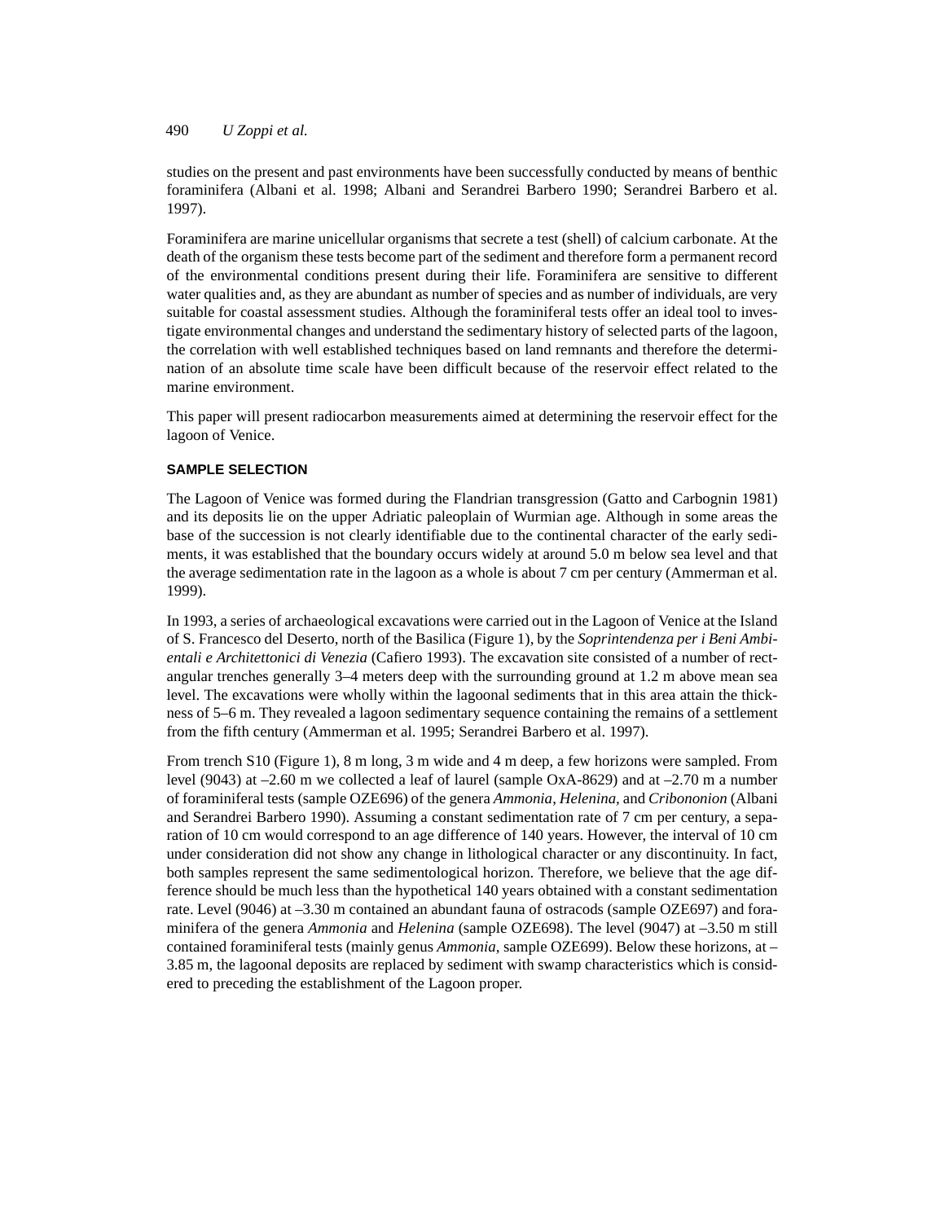studies on the present and past environments have been successfully conducted by means of benthic foraminifera (Albani et al. 1998; Albani and Serandrei Barbero 1990; Serandrei Barbero et al. 1997).

Foraminifera are marine unicellular organisms that secrete a test (shell) of calcium carbonate. At the death of the organism these tests become part of the sediment and therefore form a permanent record of the environmental conditions present during their life. Foraminifera are sensitive to different water qualities and, as they are abundant as number of species and as number of individuals, are very suitable for coastal assessment studies. Although the foraminiferal tests offer an ideal tool to investigate environmental changes and understand the sedimentary history of selected parts of the lagoon, the correlation with well established techniques based on land remnants and therefore the determination of an absolute time scale have been difficult because of the reservoir effect related to the marine environment.

This paper will present radiocarbon measurements aimed at determining the reservoir effect for the lagoon of Venice.

## SAMPLE SELECTION

The Lagoon of Venice was formed during the Flandrian transgression (Gatto and Carbognin 1981) and its deposits lie on the upper Adriatic paleoplain of Wurmian age. Although in some areas the base of the succession is not clearly identifiable due to the continental character of the early sediments, it was established that the boundary occurs widely at around 5.0 m below sea level and that the average sedimentation rate in the lagoon as a whole is about 7 cm per century (Ammerman et al. 1999).

In 1993, a series of archaeological excavations were carried out in the Lagoon of Venice at the Island of S. Francesco del Deserto, north of the Basilica (Figure 1), by the *Soprintendenza per i Beni Ambientali e Architettonici di Venezia* (Cafiero 1993). The excavation site consisted of a number of rectangular trenches generally 3–4 meters deep with the surrounding ground at 1.2 m above mean sea level. The excavations were wholly within the lagoonal sediments that in this area attain the thickness of 5–6 m. They revealed a lagoon sedimentary sequence containing the remains of a settlement from the fifth century (Ammerman et al. 1995; Serandrei Barbero et al. 1997).

From trench S10 (Figure 1), 8 m long, 3 m wide and 4 m deep, a few horizons were sampled. From level (9043) at –2.60 m we collected a leaf of laurel (sample OxA-8629) and at –2.70 m a number of foraminiferal tests (sample OZE696) of the genera *Ammonia*, *Helenina,* and *Cribononion* (Albani and Serandrei Barbero 1990). Assuming a constant sedimentation rate of 7 cm per century, a separation of 10 cm would correspond to an age difference of 140 years. However, the interval of 10 cm under consideration did not show any change in lithological character or any discontinuity. In fact, both samples represent the same sedimentological horizon. Therefore, we believe that the age difference should be much less than the hypothetical 140 years obtained with a constant sedimentation rate. Level (9046) at –3.30 m contained an abundant fauna of ostracods (sample OZE697) and foraminifera of the genera *Ammonia* and *Helenina* (sample OZE698). The level (9047) at –3.50 m still contained foraminiferal tests (mainly genus *Ammonia*, sample OZE699). Below these horizons, at –3.85 m, the lagoonal deposits are replaced by sediment with swamp characteristics which is considered to preceding the establishment of the Lagoon proper.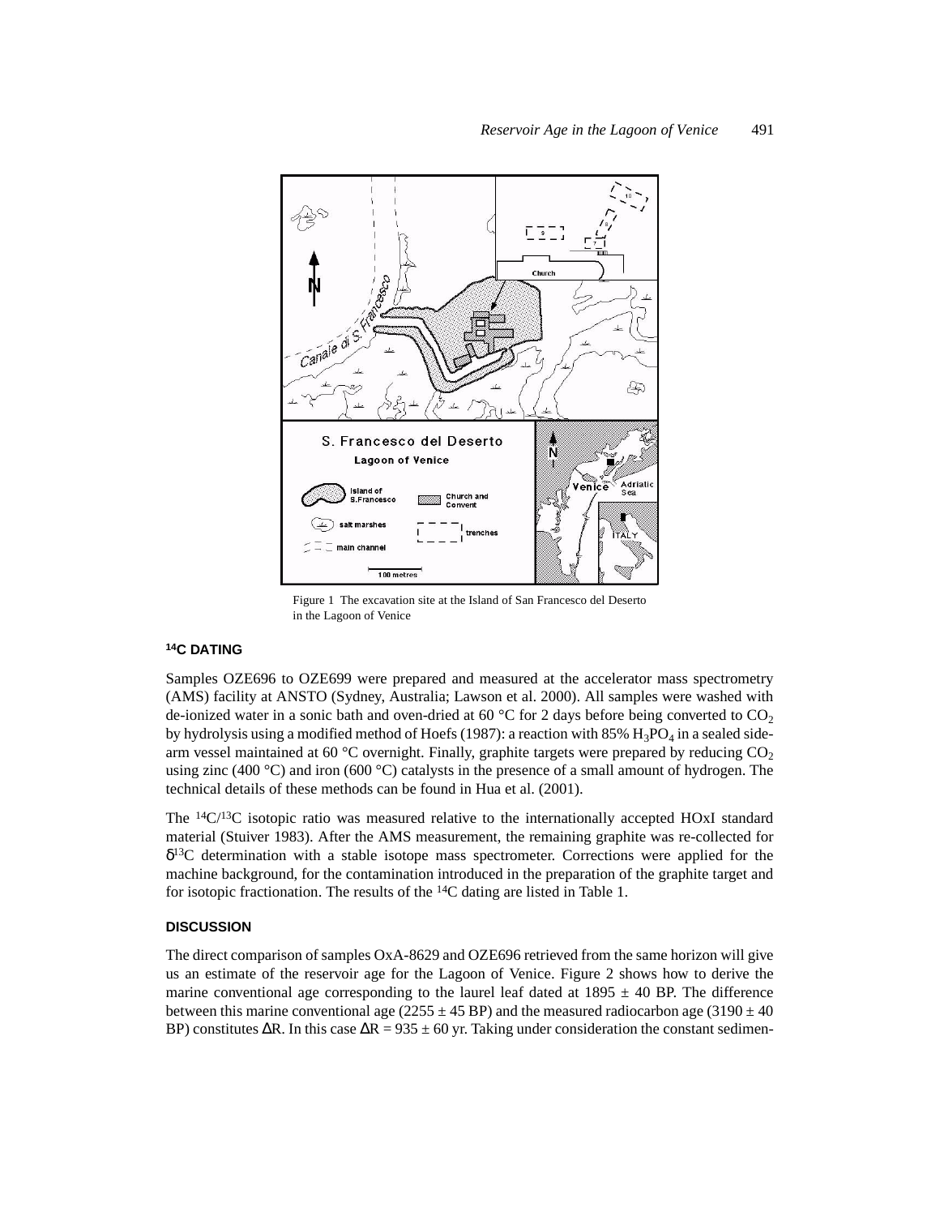Figure 1 The excavation site at the Island of San Francesco del Deserto in the Lagoon of Venice

### $^{14}$C DATING

Samples OZE696 to OZE699 were prepared and measured at the accelerator mass spectrometry (AMS) facility at ANSTO (Sydney, Australia; Lawson et al. 2000). All samples were washed with de-ionized water in a sonic bath and oven-dried at 60 °C for 2 days before being converted to $CO_2$ by hydrolysis using a modified method of Hoefs (1987): a reaction with 85% $H_3PO_4$ in a sealed side-arm vessel maintained at 60 °C overnight. Finally, graphite targets were prepared by reducing $CO_2$ using zinc (400 °C) and iron (600 °C) catalysts in the presence of a small amount of hydrogen. The technical details of these methods can be found in Hua et al. (2001).

The $^{14}C/^{13}C$ isotopic ratio was measured relative to the internationally accepted HOxI standard material (Stuiver 1983). After the AMS measurement, the remaining graphite was re-collected for $\delta^{13}C$ determination with a stable isotope mass spectrometer. Corrections were applied for the machine background, for the contamination introduced in the preparation of the graphite target and for isotopic fractionation. The results of the $^{14}C$ dating are listed in Table 1.

### DISCUSSION

The direct comparison of samples OxA-8629 and OZE696 retrieved from the same horizon will give us an estimate of the reservoir age for the Lagoon of Venice. Figure 2 shows how to derive the marine conventional age corresponding to the laurel leaf dated at 1895 ± 40 BP. The difference between this marine conventional age (2255 ± 45 BP) and the measured radiocarbon age (3190 ± 40 BP) constitutes $\Delta R$. In this case $\Delta R$ = 935 ± 60 yr. Taking under consideration the constant sedimen-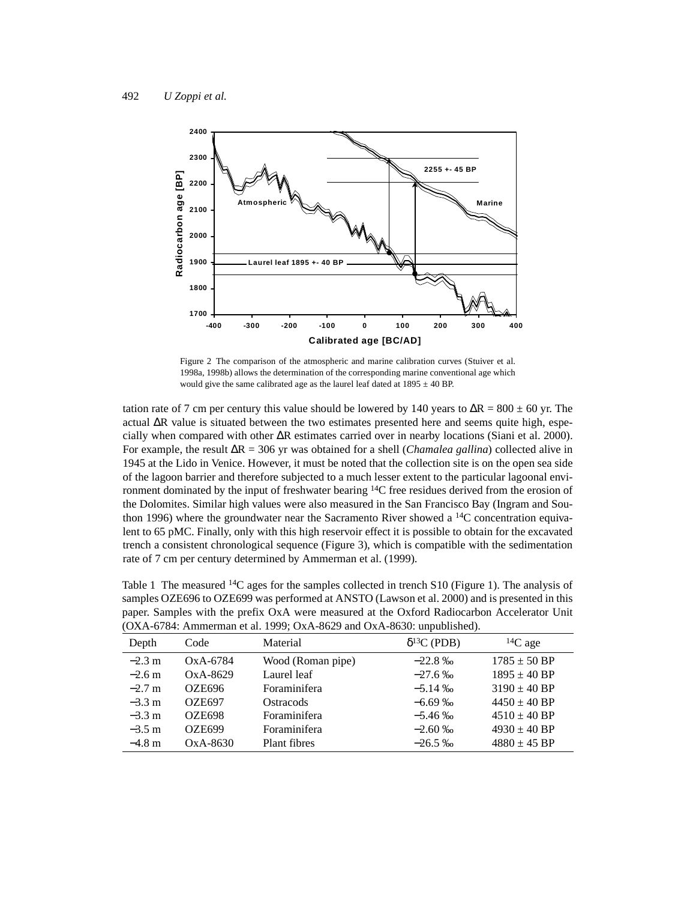Figure 2 The comparison of the atmospheric and marine calibration curves (Stuiver et al. 1998a, 1998b) allows the determination of the corresponding marine conventional age which would give the same calibrated age as the laurel leaf dated at 1895 ± 40 BP.

tation rate of 7 cm per century this value should be lowered by 140 years to ΔR = 800 ± 60 yr. The actual ΔR value is situated between the two estimates presented here and seems quite high, especially when compared with other ΔR estimates carried over in nearby locations (Siani et al. 2000). For example, the result ΔR = 306 yr was obtained for a shell (*Chamalea gallina*) collected alive in 1945 at the Lido in Venice. However, it must be noted that the collection site is on the open sea side of the lagoon barrier and therefore subjected to a much lesser extent to the particular lagoonal environment dominated by the input of freshwater bearing $^{14}C$ free residues derived from the erosion of the Dolomites. Similar high values were also measured in the San Francisco Bay (Ingram and Southon 1996) where the groundwater near the Sacramento River showed a $^{14}C$ concentration equivalent to 65 pMC. Finally, only with this high reservoir effect it is possible to obtain for the excavated trench a consistent chronological sequence (Figure 3), which is compatible with the sedimentation rate of 7 cm per century determined by Ammerman et al. (1999).

Table 1 The measured $^{14}C$ ages for the samples collected in trench S10 (Figure 1). The analysis of samples OZE696 to OZE699 was performed at ANSTO (Lawson et al. 2000) and is presented in this paper. Samples with the prefix OxA were measured at the Oxford Radiocarbon Accelerator Unit (OXA-6784: Ammerman et al. 1999; OxA-8629 and OxA-8630: unpublished).

| Depth | Code | Material | $\delta^{13}C$ (PDB) | $^{14}C$ age |
|---|---|---|---|---|
| −2.3 m | OxA-6784 | Wood (Roman pipe) | −22.8 ‰ | 1785 ± 50 BP |
| −2.6 m | OxA-8629 | Laurel leaf | −27.6 ‰ | 1895 ± 40 BP |
| −2.7 m | OZE696 | Foraminifera | −5.14 ‰ | 3190 ± 40 BP |
| −3.3 m | OZE697 | Ostracods | −6.69 ‰ | 4450 ± 40 BP |
| −3.3 m | OZE698 | Foraminifera | −5.46 ‰ | 4510 ± 40 BP |
| −3.5 m | OZE699 | Foraminifera | −2.60 ‰ | 4930 ± 40 BP |
| −4.8 m | OxA-8630 | Plant fibres | −26.5 ‰ | 4880 ± 45 BP |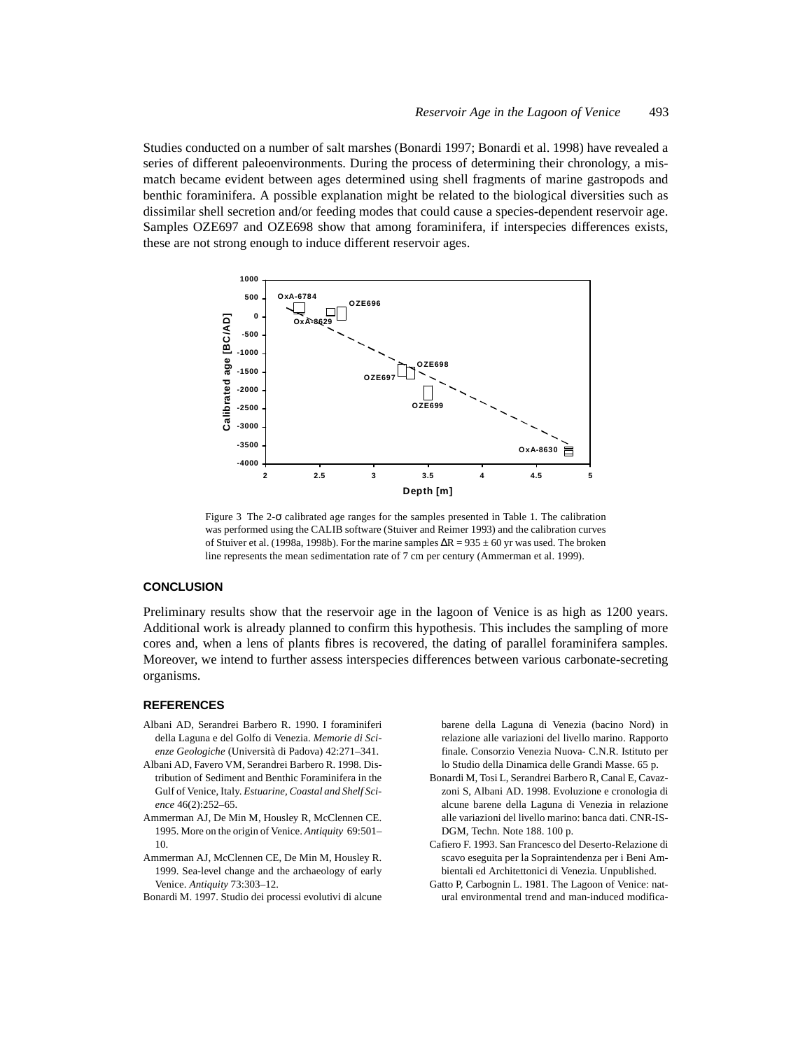Studies conducted on a number of salt marshes (Bonardi 1997; Bonardi et al. 1998) have revealed a series of different paleoenvironments. During the process of determining their chronology, a mismatch became evident between ages determined using shell fragments of marine gastropods and benthic foraminifera. A possible explanation might be related to the biological diversities such as dissimilar shell secretion and/or feeding modes that could cause a species-dependent reservoir age. Samples OZE697 and OZE698 show that among foraminifera, if interspecies differences exists, these are not strong enough to induce different reservoir ages.

Figure 3 The 2-σ calibrated age ranges for the samples presented in Table 1. The calibration was performed using the CALIB software (Stuiver and Reimer 1993) and the calibration curves of Stuiver et al. (1998a, 1998b). For the marine samples ΔR = 935 ± 60 yr was used. The broken line represents the mean sedimentation rate of 7 cm per century (Ammerman et al. 1999).

## CONCLUSION

Preliminary results show that the reservoir age in the lagoon of Venice is as high as 1200 years. Additional work is already planned to confirm this hypothesis. This includes the sampling of more cores and, when a lens of plants fibres is recovered, the dating of parallel foraminifera samples. Moreover, we intend to further assess interspecies differences between various carbonate-secreting organisms.

## REFERENCES

Albani AD, Serandrei Barbero R. 1990. I foraminiferi della Laguna e del Golfo di Venezia. *Memorie di Scienze Geologiche* (Università di Padova) 42:271–341.

Albani AD, Favero VM, Serandrei Barbero R. 1998. Distribution of Sediment and Benthic Foraminifera in the Gulf of Venice, Italy. *Estuarine, Coastal and Shelf Science* 46(2):252–65.

Ammerman AJ, De Min M, Housley R, McClennen CE. 1995. More on the origin of Venice. *Antiquity* 69:501–10.

Ammerman AJ, McClennen CE, De Min M, Housley R. 1999. Sea-level change and the archaeology of early Venice. *Antiquity* 73:303–12.

Bonardi M. 1997. Studio dei processi evolutivi di alcune barene della Laguna di Venezia (bacino Nord) in relazione alle variazioni del livello marino. Rapporto finale. Consorzio Venezia Nuova- C.N.R. Istituto per lo Studio della Dinamica delle Grandi Masse. 65 p.

Bonardi M, Tosi L, Serandrei Barbero R, Canal E, Cavazzoni S, Albani AD. 1998. Evoluzione e cronologia di alcune barene della Laguna di Venezia in relazione alle variazioni del livello marino: banca dati. CNR-IS-DGM, Techn. Note 188. 100 p.

Cafiero F. 1993. San Francesco del Deserto-Relazione di scavo eseguita per la Sopraintendenza per i Beni Ambientali ed Architettonici di Venezia. Unpublished.

Gatto P, Carbognin L. 1981. The Lagoon of Venice: natural environmental trend and man-induced modifica-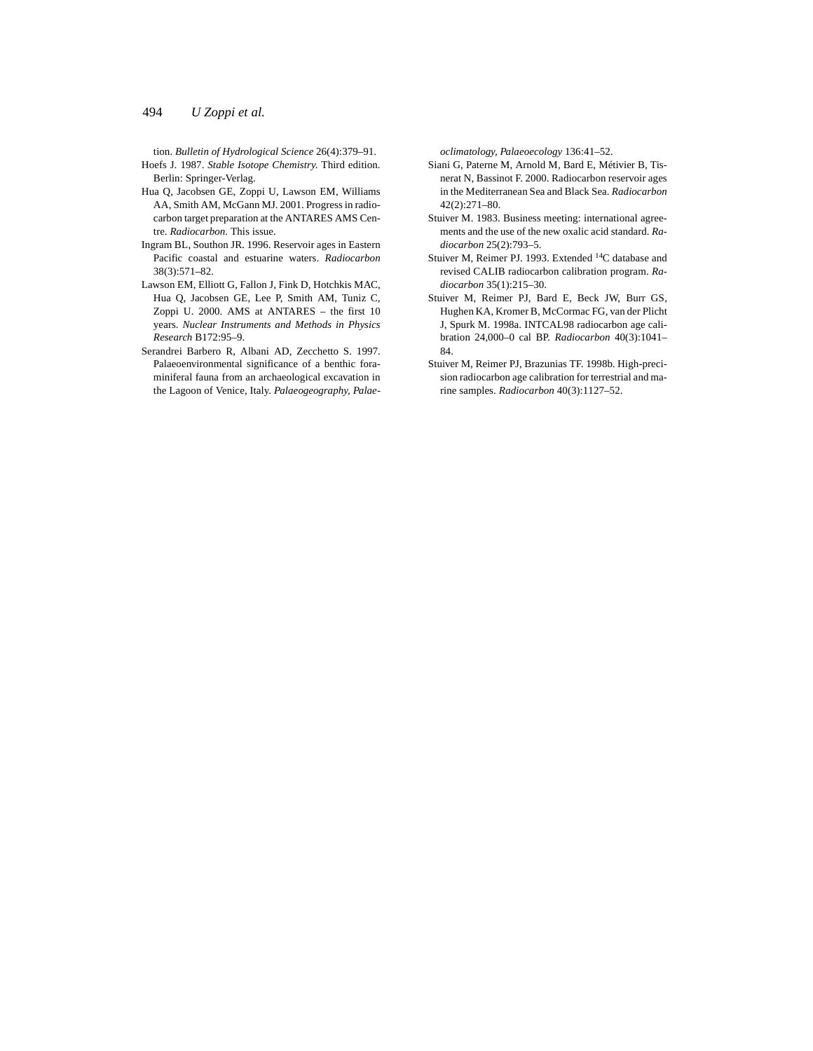tion. *Bulletin of Hydrological Science* 26(4):379–91.

Hoefs J. 1987. *Stable Isotope Chemistry.* Third edition. Berlin: Springer-Verlag.

Hua Q, Jacobsen GE, Zoppi U, Lawson EM, Williams AA, Smith AM, McGann MJ. 2001. Progress in radiocarbon target preparation at the ANTARES AMS Centre. *Radiocarbon.* This issue.

Ingram BL, Southon JR. 1996. Reservoir ages in Eastern Pacific coastal and estuarine waters. *Radiocarbon* 38(3):571–82.

Lawson EM, Elliott G, Fallon J, Fink D, Hotchkis MAC, Hua Q, Jacobsen GE, Lee P, Smith AM, Tuniz C, Zoppi U. 2000. AMS at ANTARES – the first 10 years. *Nuclear Instruments and Methods in Physics Research* B172:95–9.

Serandrei Barbero R, Albani AD, Zecchetto S. 1997. Palaeoenvironmental significance of a benthic foraminiferal fauna from an archaeological excavation in the Lagoon of Venice, Italy. *Palaeogeography, Palaeoclimatology, Palaeoecology* 136:41–52.

Siani G, Paterne M, Arnold M, Bard E, Métivier B, Tisnerat N, Bassinot F. 2000. Radiocarbon reservoir ages in the Mediterranean Sea and Black Sea. *Radiocarbon* 42(2):271–80.

Stuiver M. 1983. Business meeting: international agreements and the use of the new oxalic acid standard. *Radiocarbon* 25(2):793–5.

Stuiver M, Reimer PJ. 1993. Extended $^{14}C$ database and revised CALIB radiocarbon calibration program. *Radiocarbon* 35(1):215–30.

Stuiver M, Reimer PJ, Bard E, Beck JW, Burr GS, Hughen KA, Kromer B, McCormac FG, van der Plicht J, Spurk M. 1998a. INTCAL98 radiocarbon age calibration 24,000–0 cal BP. *Radiocarbon* 40(3):1041–84.

Stuiver M, Reimer PJ, Brazunias TF. 1998b. High-precision radiocarbon age calibration for terrestrial and marine samples. *Radiocarbon* 40(3):1127–52.